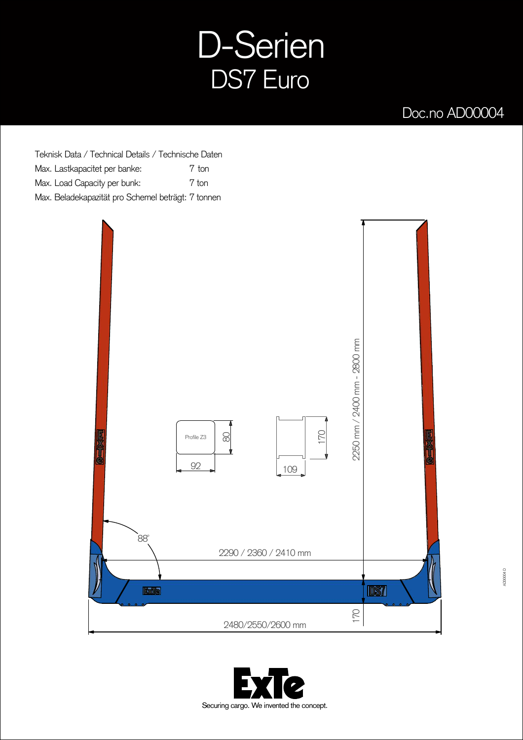# D-Serien
## DS7 Euro

Doc.no AD00004

Teknisk Data / Technical Details / Technische Daten

Max. Lastkapacitet per banke: 7 ton

Max. Load Capacity per bunk: 7 ton

Max. Beladekapazität pro Schemel beträgt: 7 tonnen

Profile Z3

80

92

170

109

2250 mm / 2400 mm - 2800 mm

88°

2290 / 2360 / 2410 mm

170

2480/2550/2600 mm

ExTe

DS7

AD00004 D

ExTe

Securing cargo. We invented the concept.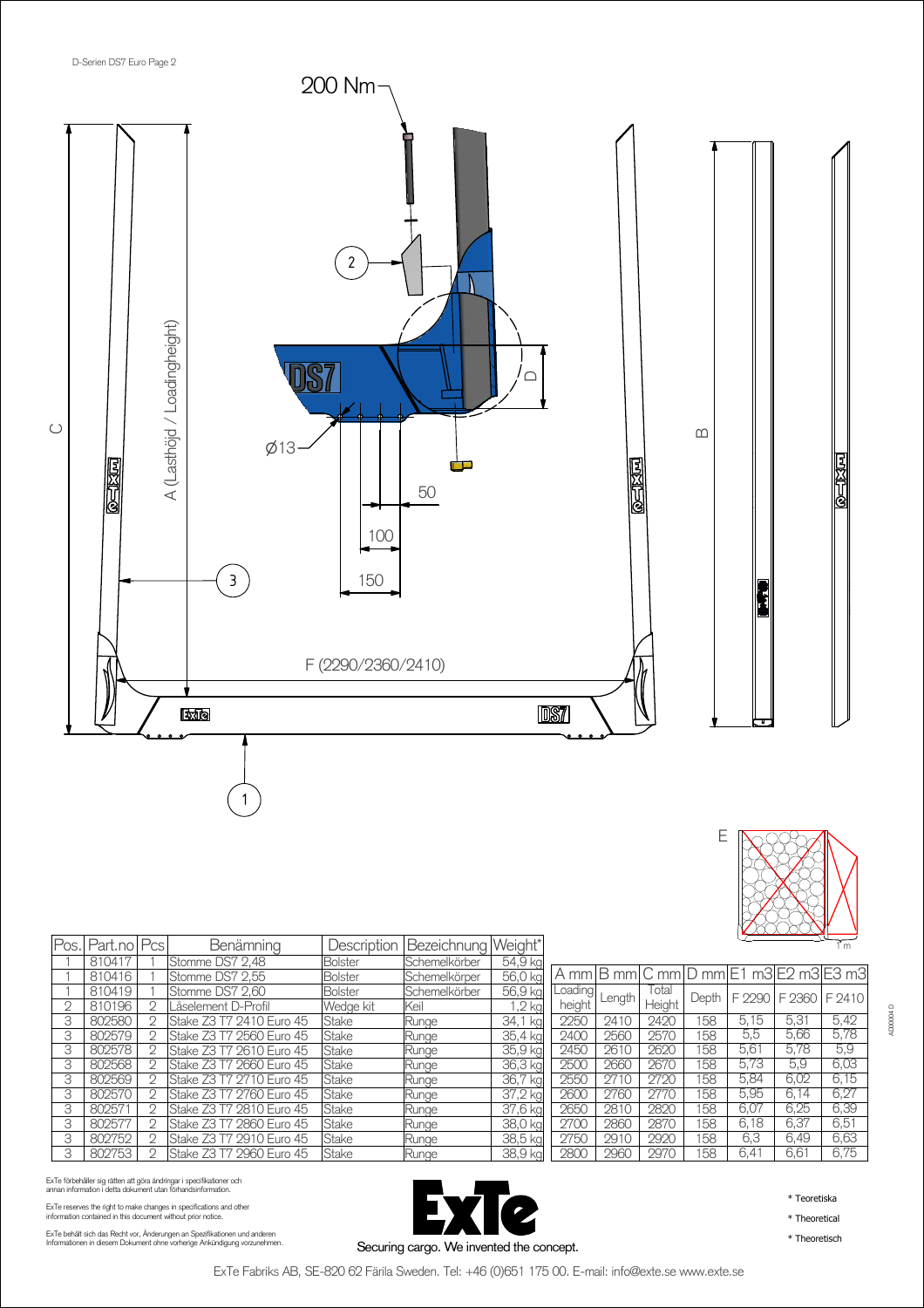200 Nm

2

DS7

D

Ø13

50

100

150

3

C

A (Lasthöjd / Loadingheight)

B

F (2290/2360/2410)

1

E

1 m

| Pos. | Part.no | Pcs | Benämning | Description | Bezeichnung | Weight* |
|---|---|---|---|---|---|---|
| 1 | 810417 | 1 | Stomme DS7 2,48 | Bolster | Schemelkörber | 54,9 kg |
| 1 | 810416 | 1 | Stomme DS7 2,55 | Bolster | Schemelkörper | 56,0 kg |
| 1 | 810419 | 1 | Stomme DS7 2,60 | Bolster | Schemelkörber | 56,9 kg |
| 2 | 810196 | 2 | Låselement D-Profil | Wedge kit | Keil | 1,2 kg |
| 3 | 802580 | 2 | Stake Z3 T7 2410 Euro 45 | Stake | Runge | 34,1 kg |
| 3 | 802579 | 2 | Stake Z3 T7 2560 Euro 45 | Stake | Runge | 35,4 kg |
| 3 | 802578 | 2 | Stake Z3 T7 2610 Euro 45 | Stake | Runge | 35,9 kg |
| 3 | 802568 | 2 | Stake Z3 T7 2660 Euro 45 | Stake | Runge | 36,3 kg |
| 3 | 802569 | 2 | Stake Z3 T7 2710 Euro 45 | Stake | Runge | 36,7 kg |
| 3 | 802570 | 2 | Stake Z3 T7 2760 Euro 45 | Stake | Runge | 37,2 kg |
| 3 | 802571 | 2 | Stake Z3 T7 2810 Euro 45 | Stake | Runge | 37,6 kg |
| 3 | 802577 | 2 | Stake Z3 T7 2860 Euro 45 | Stake | Runge | 38,0 kg |
| 3 | 802752 | 2 | Stake Z3 T7 2910 Euro 45 | Stake | Runge | 38,5 kg |
| 3 | 802753 | 2 | Stake Z3 T7 2960 Euro 45 | Stake | Runge | 38,9 kg |

| A mm | B mm | C mm | D mm | E1 m3 | E2 m3 | E3 m3 |
|---|---|---|---|---|---|---|
| Loading height | Length | Total Height | Depth | F 2290 | F 2360 | F 2410 |
| 2250 | 2410 | 2420 | 158 | 5,15 | 5,31 | 5,42 |
| 2400 | 2560 | 2570 | 158 | 5,5 | 5,66 | 5,78 |
| 2450 | 2610 | 2620 | 158 | 5,61 | 5,78 | 5,9 |
| 2500 | 2660 | 2670 | 158 | 5,73 | 5,9 | 6,03 |
| 2550 | 2710 | 2720 | 158 | 5,84 | 6,02 | 6,15 |
| 2600 | 2760 | 2770 | 158 | 5,95 | 6,14 | 6,27 |
| 2650 | 2810 | 2820 | 158 | 6,07 | 6,25 | 6,39 |
| 2700 | 2860 | 2870 | 158 | 6,18 | 6,37 | 6,51 |
| 2750 | 2910 | 2920 | 158 | 6,3 | 6,49 | 6,63 |
| 2800 | 2960 | 2970 | 158 | 6,41 | 6,61 | 6,75 |

A000004 D

ExTe förbehåller sig rätten att göra ändringar i specifikationer och annan information i detta dokument utan förhandsinformation.

ExTe reserves the right to make changes in specifications and other information contained in this document without prior notice.

ExTe behält sich das Recht vor, Änderungen an Spezifikationen und anderen Informationen in diesem Dokument ohne vorherige Ankündigung vorzunehmen.

ExTe

Securing cargo. We invented the concept.

\* Teoretiska

\* Theoretical

\* Theoretisch

ExTe Fabriks AB, SE-820 62 Färila Sweden. Tel: +46 (0)651 175 00. E-mail: info@exte.se www.exte.se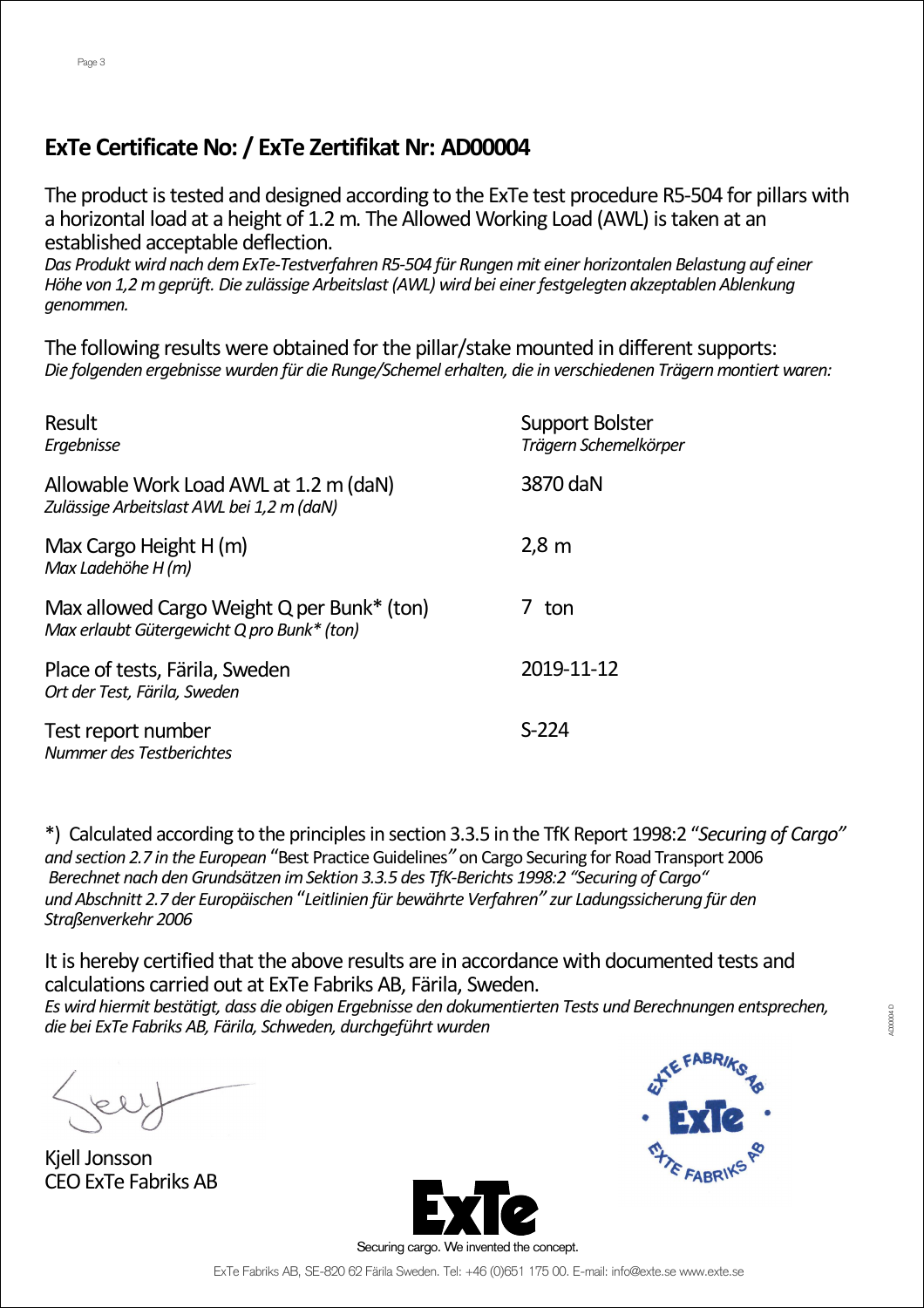## ExTe Certificate No: / ExTe Zertifikat Nr: AD00004

The product is tested and designed according to the ExTe test procedure R5-504 for pillars with a horizontal load at a height of 1.2 m. The Allowed Working Load (AWL) is taken at an established acceptable deflection.
*Das Produkt wird nach dem ExTe-Testverfahren R5-504 für Rungen mit einer horizontalen Belastung auf einer Höhe von 1,2 m geprüft. Die zulässige Arbeitslast (AWL) wird bei einer festgelegten akzeptablen Ablenkung genommen.*

The following results were obtained for the pillar/stake mounted in different supports:
*Die folgenden ergebnisse wurden für die Runge/Schemel erhalten, die in verschiedenen Trägern montiert waren:*

| Result<br>*Ergebnisse* | Support Bolster<br>*Trägern Schemelkörper* |
|---|---|
| Allowable Work Load AWL at 1.2 m (daN)<br>*Zulässige Arbeitslast AWL bei 1,2 m (daN)* | 3870 daN |
| Max Cargo Height H (m)<br>*Max Ladehöhe H (m)* | 2,8 m |
| Max allowed Cargo Weight Q per Bunk* (ton)<br>*Max erlaubt Gütergewicht Q pro Bunk* (ton)* | 7 ton |
| Place of tests, Färila, Sweden<br>*Ort der Test, Färila, Sweden* | 2019-11-12 |
| Test report number<br>*Nummer des Testberichtes* | S-224 |

*) Calculated according to the principles in section 3.3.5 in the TfK Report 1998:2 "*Securing of Cargo*" *and section 2.7 in the European* "Best Practice Guidelines" on Cargo Securing for Road Transport 2006
*Berechnet nach den Grundsätzen im Sektion 3.3.5 des TfK-Berichts 1998:2 "Securing of Cargo" und Abschnitt 2.7 der Europäischen "Leitlinien für bewährte Verfahren" zur Ladungssicherung für den Straßenverkehr 2006*

It is hereby certified that the above results are in accordance with documented tests and calculations carried out at ExTe Fabriks AB, Färila, Sweden.
*Es wird hiermit bestätigt, dass die obigen Ergebnisse den dokumentierten Tests und Berechnungen entsprechen, die bei ExTe Fabriks AB, Färila, Schweden, durchgeführt wurden*

Kjell Jonsson
CEO ExTe Fabriks AB

EXTE FABRIKS AB • ExTe • EXTE FABRIKS AB

ExTe
Securing cargo. We invented the concept.

ExTe Fabriks AB, SE-820 62 Färila Sweden. Tel: +46 (0)651 175 00. E-mail: info@exte.se www.exte.se

AD00004 D